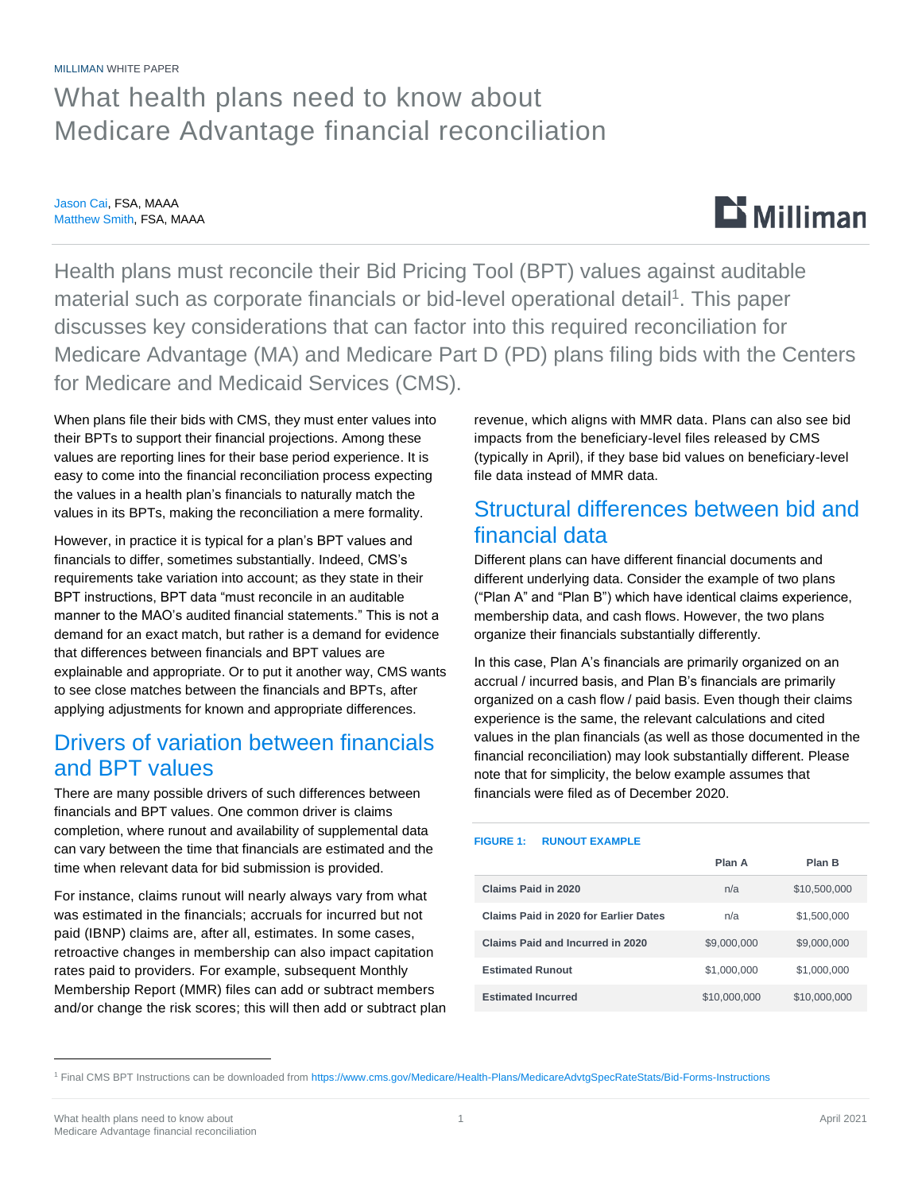MILLIMAN WHITE PAPER

# What health plans need to know about Medicare Advantage financial reconciliation

Jason Cai, FSA, MAAA
Matthew Smith, FSA, MAAA

Health plans must reconcile their Bid Pricing Tool (BPT) values against auditable material such as corporate financials or bid-level operational detail[1]. This paper discusses key considerations that can factor into this required reconciliation for Medicare Advantage (MA) and Medicare Part D (PD) plans filing bids with the Centers for Medicare and Medicaid Services (CMS).

When plans file their bids with CMS, they must enter values into their BPTs to support their financial projections. Among these values are reporting lines for their base period experience. It is easy to come into the financial reconciliation process expecting the values in a health plan's financials to naturally match the values in its BPTs, making the reconciliation a mere formality.

However, in practice it is typical for a plan's BPT values and financials to differ, sometimes substantially. Indeed, CMS's requirements take variation into account; as they state in their BPT instructions, BPT data "must reconcile in an auditable manner to the MAO's audited financial statements." This is not a demand for an exact match, but rather is a demand for evidence that differences between financials and BPT values are explainable and appropriate. Or to put it another way, CMS wants to see close matches between the financials and BPTs, after applying adjustments for known and appropriate differences.

## Drivers of variation between financials and BPT values

There are many possible drivers of such differences between financials and BPT values. One common driver is claims completion, where runout and availability of supplemental data can vary between the time that financials are estimated and the time when relevant data for bid submission is provided.

For instance, claims runout will nearly always vary from what was estimated in the financials; accruals for incurred but not paid (IBNP) claims are, after all, estimates. In some cases, retroactive changes in membership can also impact capitation rates paid to providers. For example, subsequent Monthly Membership Report (MMR) files can add or subtract members and/or change the risk scores; this will then add or subtract plan revenue, which aligns with MMR data. Plans can also see bid impacts from the beneficiary-level files released by CMS (typically in April), if they base bid values on beneficiary-level file data instead of MMR data.

## Structural differences between bid and financial data

Different plans can have different financial documents and different underlying data. Consider the example of two plans ("Plan A" and "Plan B") which have identical claims experience, membership data, and cash flows. However, the two plans organize their financials substantially differently.

In this case, Plan A's financials are primarily organized on an accrual / incurred basis, and Plan B's financials are primarily organized on a cash flow / paid basis. Even though their claims experience is the same, the relevant calculations and cited values in the plan financials (as well as those documented in the financial reconciliation) may look substantially different. Please note that for simplicity, the below example assumes that financials were filed as of December 2020.

**FIGURE 1: RUNOUT EXAMPLE**

| | Plan A | Plan B |
|---|---|---|
| Claims Paid in 2020 | n/a | $10,500,000 |
| Claims Paid in 2020 for Earlier Dates | n/a | $1,500,000 |
| Claims Paid and Incurred in 2020 | $9,000,000 | $9,000,000 |
| Estimated Runout | $1,000,000 | $1,000,000 |
| Estimated Incurred | $10,000,000 | $10,000,000 |

[1] Final CMS BPT Instructions can be downloaded from https://www.cms.gov/Medicare/Health-Plans/MedicareAdvtgSpecRateStats/Bid-Forms-Instructions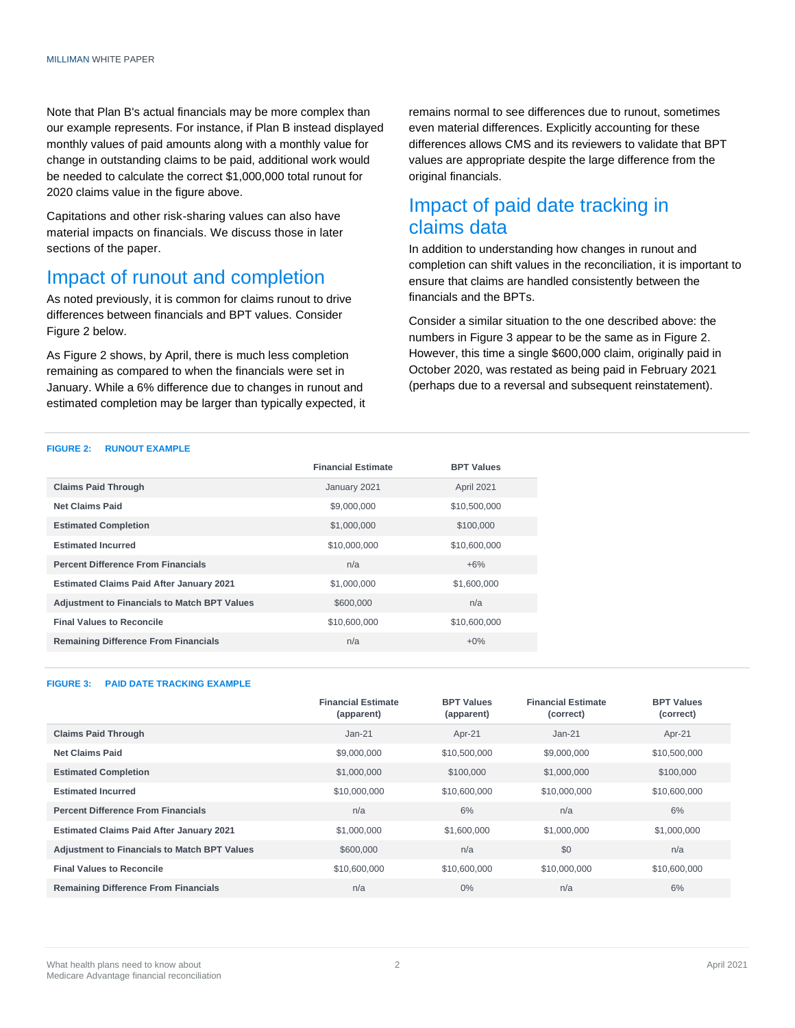Note that Plan B's actual financials may be more complex than our example represents. For instance, if Plan B instead displayed monthly values of paid amounts along with a monthly value for change in outstanding claims to be paid, additional work would be needed to calculate the correct $1,000,000 total runout for 2020 claims value in the figure above.

Capitations and other risk-sharing values can also have material impacts on financials. We discuss those in later sections of the paper.

## Impact of runout and completion

As noted previously, it is common for claims runout to drive differences between financials and BPT values. Consider Figure 2 below.

As Figure 2 shows, by April, there is much less completion remaining as compared to when the financials were set in January. While a 6% difference due to changes in runout and estimated completion may be larger than typically expected, it remains normal to see differences due to runout, sometimes even material differences. Explicitly accounting for these differences allows CMS and its reviewers to validate that BPT values are appropriate despite the large difference from the original financials.

## Impact of paid date tracking in claims data

In addition to understanding how changes in runout and completion can shift values in the reconciliation, it is important to ensure that claims are handled consistently between the financials and the BPTs.

Consider a similar situation to the one described above: the numbers in Figure 3 appear to be the same as in Figure 2. However, this time a single $600,000 claim, originally paid in October 2020, was restated as being paid in February 2021 (perhaps due to a reversal and subsequent reinstatement).

**FIGURE 2: RUNOUT EXAMPLE**

| | Financial Estimate | BPT Values |
|---|---|---|
| **Claims Paid Through** | January 2021 | April 2021 |
| **Net Claims Paid** | $9,000,000 | $10,500,000 |
| **Estimated Completion** | $1,000,000 | $100,000 |
| **Estimated Incurred** | $10,000,000 | $10,600,000 |
| **Percent Difference From Financials** | n/a | +6% |
| **Estimated Claims Paid After January 2021** | $1,000,000 | $1,600,000 |
| **Adjustment to Financials to Match BPT Values** | $600,000 | n/a |
| **Final Values to Reconcile** | $10,600,000 | $10,600,000 |
| **Remaining Difference From Financials** | n/a | +0% |

**FIGURE 3: PAID DATE TRACKING EXAMPLE**

| | Financial Estimate (apparent) | BPT Values (apparent) | Financial Estimate (correct) | BPT Values (correct) |
|---|---|---|---|---|
| **Claims Paid Through** | Jan-21 | Apr-21 | Jan-21 | Apr-21 |
| **Net Claims Paid** | $9,000,000 | $10,500,000 | $9,000,000 | $10,500,000 |
| **Estimated Completion** | $1,000,000 | $100,000 | $1,000,000 | $100,000 |
| **Estimated Incurred** | $10,000,000 | $10,600,000 | $10,000,000 | $10,600,000 |
| **Percent Difference From Financials** | n/a | 6% | n/a | 6% |
| **Estimated Claims Paid After January 2021** | $1,000,000 | $1,600,000 | $1,000,000 | $1,000,000 |
| **Adjustment to Financials to Match BPT Values** | $600,000 | n/a | $0 | n/a |
| **Final Values to Reconcile** | $10,600,000 | $10,600,000 | $10,000,000 | $10,600,000 |
| **Remaining Difference From Financials** | n/a | 0% | n/a | 6% |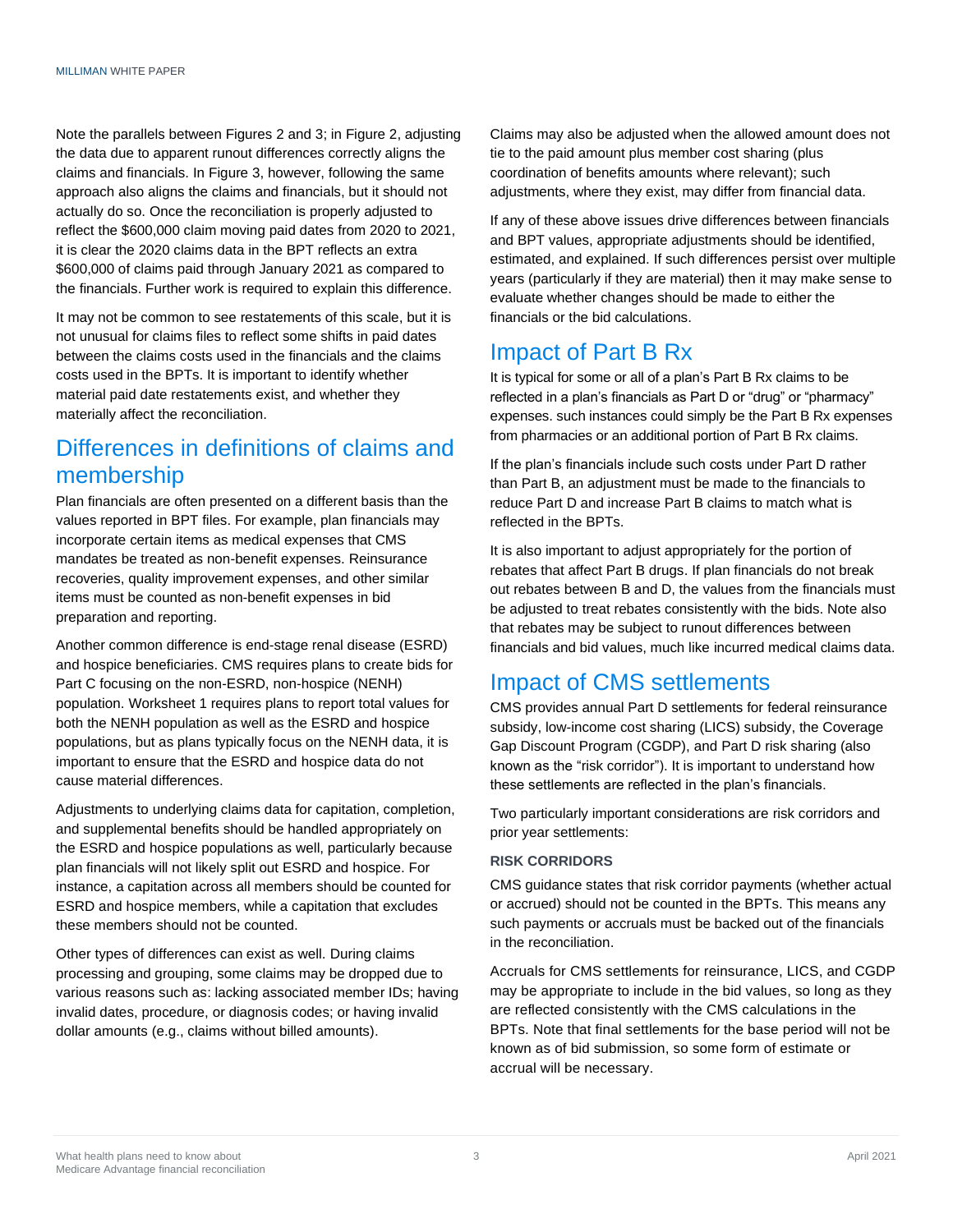Note the parallels between Figures 2 and 3; in Figure 2, adjusting the data due to apparent runout differences correctly aligns the claims and financials. In Figure 3, however, following the same approach also aligns the claims and financials, but it should not actually do so. Once the reconciliation is properly adjusted to reflect the $600,000 claim moving paid dates from 2020 to 2021, it is clear the 2020 claims data in the BPT reflects an extra $600,000 of claims paid through January 2021 as compared to the financials. Further work is required to explain this difference.

It may not be common to see restatements of this scale, but it is not unusual for claims files to reflect some shifts in paid dates between the claims costs used in the financials and the claims costs used in the BPTs. It is important to identify whether material paid date restatements exist, and whether they materially affect the reconciliation.

## Differences in definitions of claims and membership

Plan financials are often presented on a different basis than the values reported in BPT files. For example, plan financials may incorporate certain items as medical expenses that CMS mandates be treated as non-benefit expenses. Reinsurance recoveries, quality improvement expenses, and other similar items must be counted as non-benefit expenses in bid preparation and reporting.

Another common difference is end-stage renal disease (ESRD) and hospice beneficiaries. CMS requires plans to create bids for Part C focusing on the non-ESRD, non-hospice (NENH) population. Worksheet 1 requires plans to report total values for both the NENH population as well as the ESRD and hospice populations, but as plans typically focus on the NENH data, it is important to ensure that the ESRD and hospice data do not cause material differences.

Adjustments to underlying claims data for capitation, completion, and supplemental benefits should be handled appropriately on the ESRD and hospice populations as well, particularly because plan financials will not likely split out ESRD and hospice. For instance, a capitation across all members should be counted for ESRD and hospice members, while a capitation that excludes these members should not be counted.

Other types of differences can exist as well. During claims processing and grouping, some claims may be dropped due to various reasons such as: lacking associated member IDs; having invalid dates, procedure, or diagnosis codes; or having invalid dollar amounts (e.g., claims without billed amounts).

Claims may also be adjusted when the allowed amount does not tie to the paid amount plus member cost sharing (plus coordination of benefits amounts where relevant); such adjustments, where they exist, may differ from financial data.

If any of these above issues drive differences between financials and BPT values, appropriate adjustments should be identified, estimated, and explained. If such differences persist over multiple years (particularly if they are material) then it may make sense to evaluate whether changes should be made to either the financials or the bid calculations.

## Impact of Part B Rx

It is typical for some or all of a plan's Part B Rx claims to be reflected in a plan's financials as Part D or "drug" or "pharmacy" expenses. such instances could simply be the Part B Rx expenses from pharmacies or an additional portion of Part B Rx claims.

If the plan's financials include such costs under Part D rather than Part B, an adjustment must be made to the financials to reduce Part D and increase Part B claims to match what is reflected in the BPTs.

It is also important to adjust appropriately for the portion of rebates that affect Part B drugs. If plan financials do not break out rebates between B and D, the values from the financials must be adjusted to treat rebates consistently with the bids. Note also that rebates may be subject to runout differences between financials and bid values, much like incurred medical claims data.

## Impact of CMS settlements

CMS provides annual Part D settlements for federal reinsurance subsidy, low-income cost sharing (LICS) subsidy, the Coverage Gap Discount Program (CGDP), and Part D risk sharing (also known as the "risk corridor"). It is important to understand how these settlements are reflected in the plan's financials.

Two particularly important considerations are risk corridors and prior year settlements:

### RISK CORRIDORS

CMS guidance states that risk corridor payments (whether actual or accrued) should not be counted in the BPTs. This means any such payments or accruals must be backed out of the financials in the reconciliation.

Accruals for CMS settlements for reinsurance, LICS, and CGDP may be appropriate to include in the bid values, so long as they are reflected consistently with the CMS calculations in the BPTs. Note that final settlements for the base period will not be known as of bid submission, so some form of estimate or accrual will be necessary.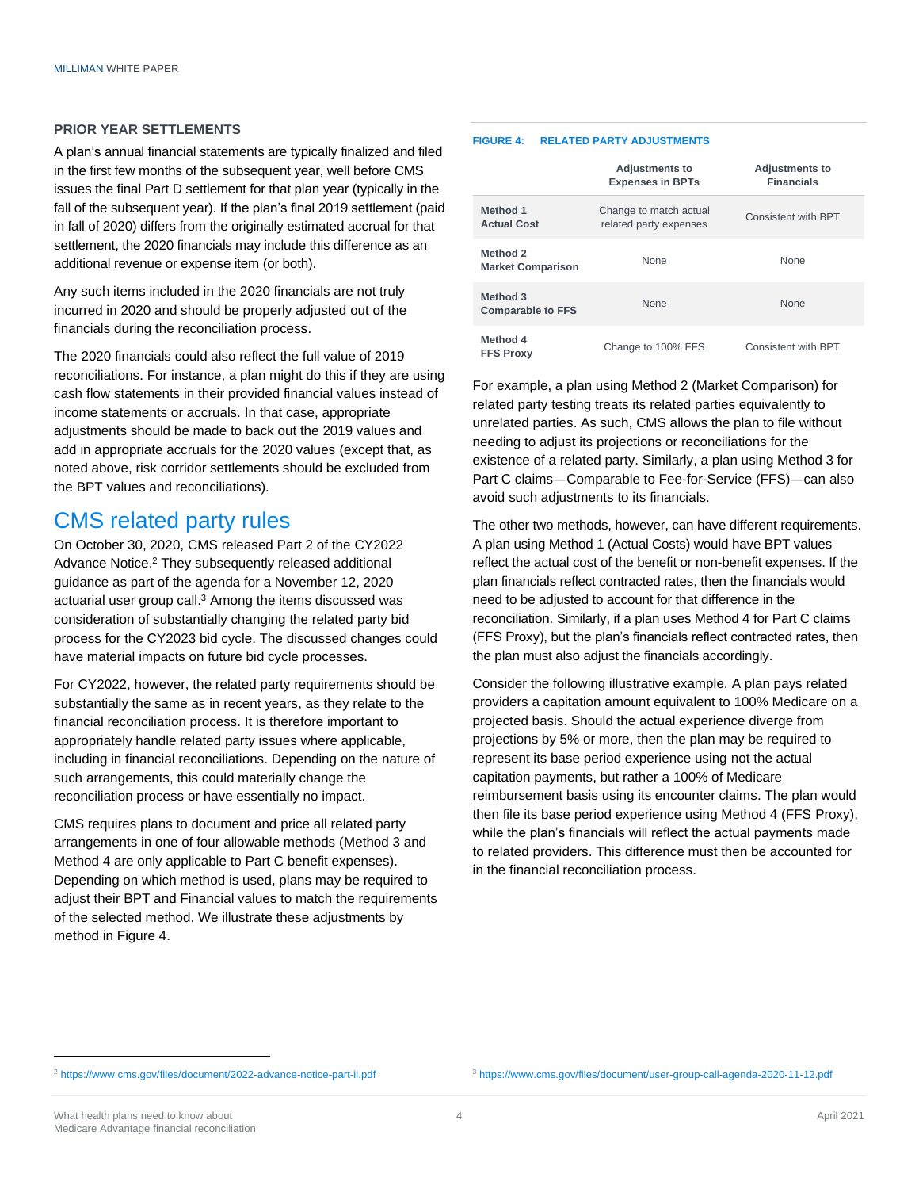### PRIOR YEAR SETTLEMENTS

A plan's annual financial statements are typically finalized and filed in the first few months of the subsequent year, well before CMS issues the final Part D settlement for that plan year (typically in the fall of the subsequent year). If the plan's final 2019 settlement (paid in fall of 2020) differs from the originally estimated accrual for that settlement, the 2020 financials may include this difference as an additional revenue or expense item (or both).

Any such items included in the 2020 financials are not truly incurred in 2020 and should be properly adjusted out of the financials during the reconciliation process.

The 2020 financials could also reflect the full value of 2019 reconciliations. For instance, a plan might do this if they are using cash flow statements in their provided financial values instead of income statements or accruals. In that case, appropriate adjustments should be made to back out the 2019 values and add in appropriate accruals for the 2020 values (except that, as noted above, risk corridor settlements should be excluded from the BPT values and reconciliations).

## CMS related party rules

On October 30, 2020, CMS released Part 2 of the CY2022 Advance Notice.[2] They subsequently released additional guidance as part of the agenda for a November 12, 2020 actuarial user group call.[3] Among the items discussed was consideration of substantially changing the related party bid process for the CY2023 bid cycle. The discussed changes could have material impacts on future bid cycle processes.

For CY2022, however, the related party requirements should be substantially the same as in recent years, as they relate to the financial reconciliation process. It is therefore important to appropriately handle related party issues where applicable, including in financial reconciliations. Depending on the nature of such arrangements, this could materially change the reconciliation process or have essentially no impact.

CMS requires plans to document and price all related party arrangements in one of four allowable methods (Method 3 and Method 4 are only applicable to Part C benefit expenses). Depending on which method is used, plans may be required to adjust their BPT and Financial values to match the requirements of the selected method. We illustrate these adjustments by method in Figure 4.

**FIGURE 4: RELATED PARTY ADJUSTMENTS**

| | Adjustments to Expenses in BPTs | Adjustments to Financials |
|---|---|---|
| **Method 1 Actual Cost** | Change to match actual related party expenses | Consistent with BPT |
| **Method 2 Market Comparison** | None | None |
| **Method 3 Comparable to FFS** | None | None |
| **Method 4 FFS Proxy** | Change to 100% FFS | Consistent with BPT |

For example, a plan using Method 2 (Market Comparison) for related party testing treats its related parties equivalently to unrelated parties. As such, CMS allows the plan to file without needing to adjust its projections or reconciliations for the existence of a related party. Similarly, a plan using Method 3 for Part C claims—Comparable to Fee-for-Service (FFS)—can also avoid such adjustments to its financials.

The other two methods, however, can have different requirements. A plan using Method 1 (Actual Costs) would have BPT values reflect the actual cost of the benefit or non-benefit expenses. If the plan financials reflect contracted rates, then the financials would need to be adjusted to account for that difference in the reconciliation. Similarly, if a plan uses Method 4 for Part C claims (FFS Proxy), but the plan's financials reflect contracted rates, then the plan must also adjust the financials accordingly.

Consider the following illustrative example. A plan pays related providers a capitation amount equivalent to 100% Medicare on a projected basis. Should the actual experience diverge from projections by 5% or more, then the plan may be required to represent its base period experience using not the actual capitation payments, but rather a 100% of Medicare reimbursement basis using its encounter claims. The plan would then file its base period experience using Method 4 (FFS Proxy), while the plan's financials will reflect the actual payments made to related providers. This difference must then be accounted for in the financial reconciliation process.

[2] https://www.cms.gov/files/document/2022-advance-notice-part-ii.pdf

[3] https://www.cms.gov/files/document/user-group-call-agenda-2020-11-12.pdf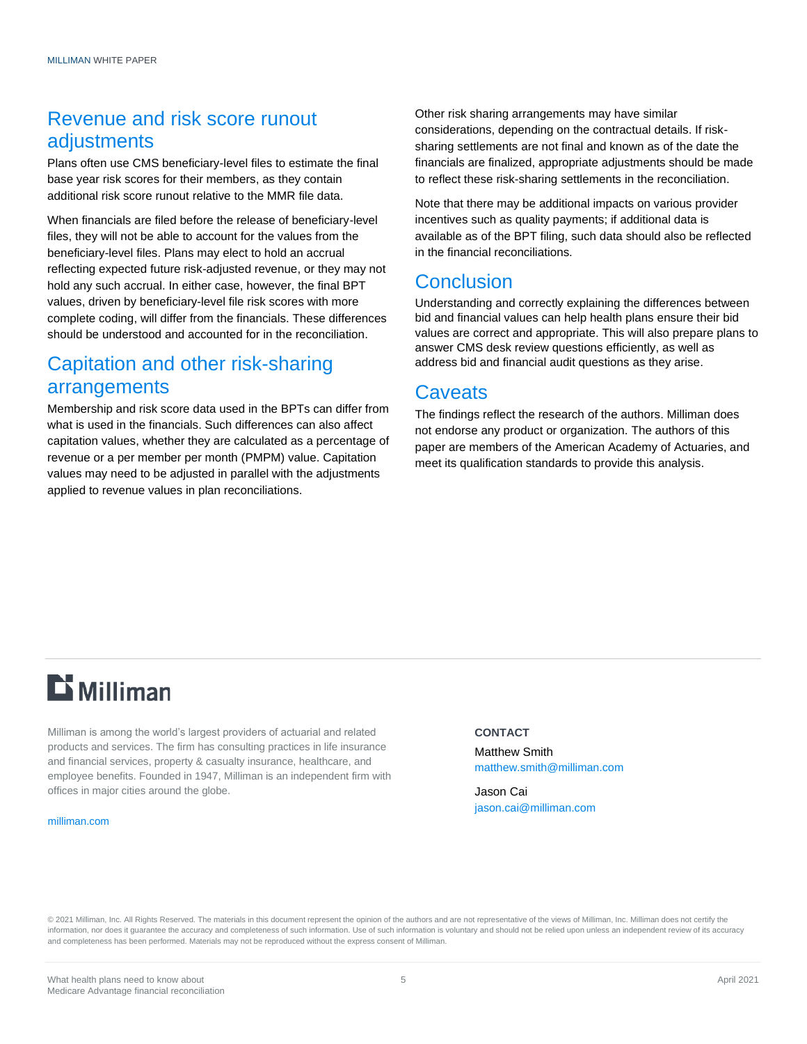## Revenue and risk score runout adjustments

Plans often use CMS beneficiary-level files to estimate the final base year risk scores for their members, as they contain additional risk score runout relative to the MMR file data.

When financials are filed before the release of beneficiary-level files, they will not be able to account for the values from the beneficiary-level files. Plans may elect to hold an accrual reflecting expected future risk-adjusted revenue, or they may not hold any such accrual. In either case, however, the final BPT values, driven by beneficiary-level file risk scores with more complete coding, will differ from the financials. These differences should be understood and accounted for in the reconciliation.

## Capitation and other risk-sharing arrangements

Membership and risk score data used in the BPTs can differ from what is used in the financials. Such differences can also affect capitation values, whether they are calculated as a percentage of revenue or a per member per month (PMPM) value. Capitation values may need to be adjusted in parallel with the adjustments applied to revenue values in plan reconciliations.

Other risk sharing arrangements may have similar considerations, depending on the contractual details. If risk-sharing settlements are not final and known as of the date the financials are finalized, appropriate adjustments should be made to reflect these risk-sharing settlements in the reconciliation.

Note that there may be additional impacts on various provider incentives such as quality payments; if additional data is available as of the BPT filing, such data should also be reflected in the financial reconciliations.

## Conclusion

Understanding and correctly explaining the differences between bid and financial values can help health plans ensure their bid values are correct and appropriate. This will also prepare plans to answer CMS desk review questions efficiently, as well as address bid and financial audit questions as they arise.

## Caveats

The findings reflect the research of the authors. Milliman does not endorse any product or organization. The authors of this paper are members of the American Academy of Actuaries, and meet its qualification standards to provide this analysis.

---

**Milliman**

Milliman is among the world's largest providers of actuarial and related products and services. The firm has consulting practices in life insurance and financial services, property & casualty insurance, healthcare, and employee benefits. Founded in 1947, Milliman is an independent firm with offices in major cities around the globe.

milliman.com

**CONTACT**

Matthew Smith
matthew.smith@milliman.com

Jason Cai
jason.cai@milliman.com

© 2021 Milliman, Inc. All Rights Reserved. The materials in this document represent the opinion of the authors and are not representative of the views of Milliman, Inc. Milliman does not certify the information, nor does it guarantee the accuracy and completeness of such information. Use of such information is voluntary and should not be relied upon unless an independent review of its accuracy and completeness has been performed. Materials may not be reproduced without the express consent of Milliman.